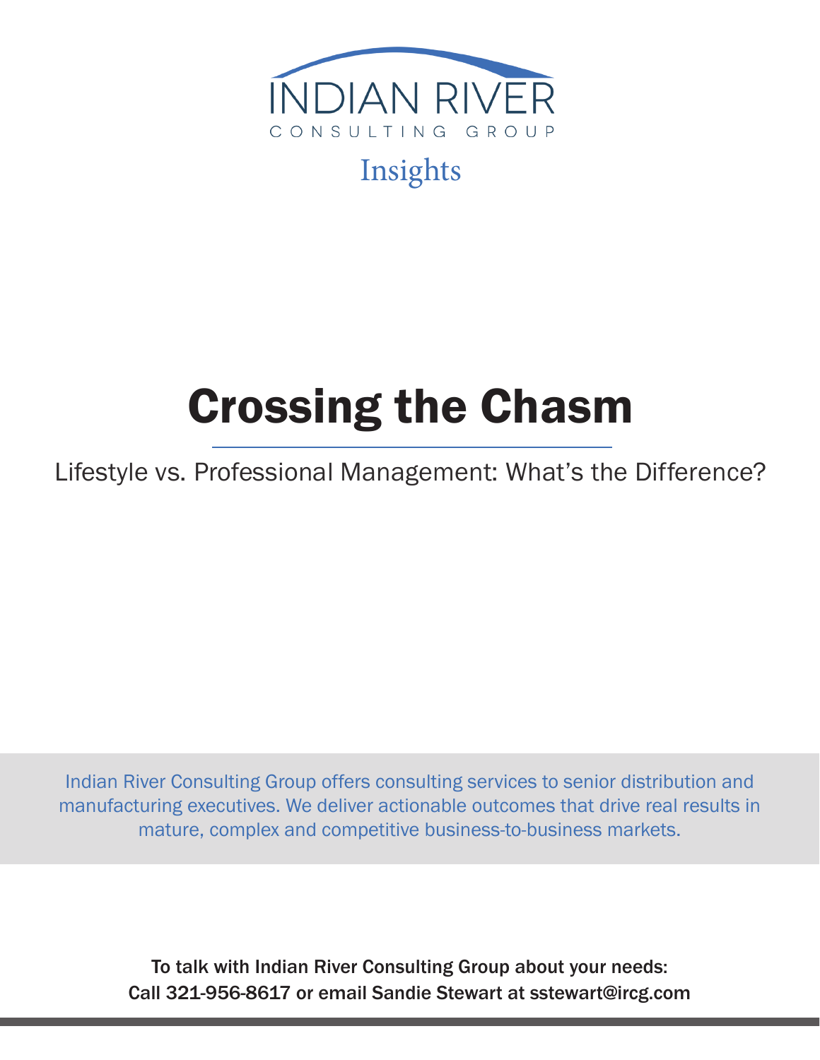INDIAN RIVER

CONSULTING GROUP

Insights

# Crossing the Chasm

Lifestyle vs. Professional Management: What's the Difference?

Indian River Consulting Group offers consulting services to senior distribution and manufacturing executives. We deliver actionable outcomes that drive real results in mature, complex and competitive business-to-business markets.

**To talk with Indian River Consulting Group about your needs:**
**Call 321-956-8617 or email Sandie Stewart at sstewart@ircg.com**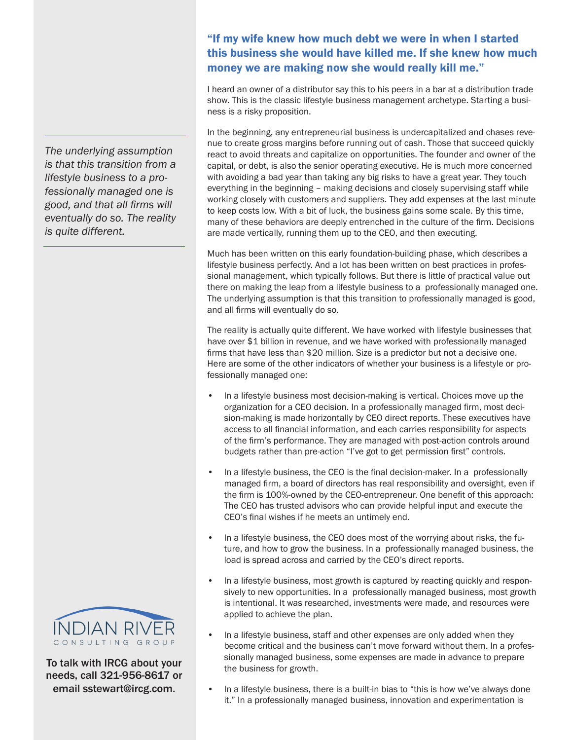## "If my wife knew how much debt we were in when I started this business she would have killed me. If she knew how much money we are making now she would really kill me."

I heard an owner of a distributor say this to his peers in a bar at a distribution trade show. This is the classic lifestyle business management archetype. Starting a business is a risky proposition.

In the beginning, any entrepreneurial business is undercapitalized and chases revenue to create gross margins before running out of cash. Those that succeed quickly react to avoid threats and capitalize on opportunities. The founder and owner of the capital, or debt, is also the senior operating executive. He is much more concerned with avoiding a bad year than taking any big risks to have a great year. They touch everything in the beginning – making decisions and closely supervising staff while working closely with customers and suppliers. They add expenses at the last minute to keep costs low. With a bit of luck, the business gains some scale. By this time, many of these behaviors are deeply entrenched in the culture of the firm. Decisions are made vertically, running them up to the CEO, and then executing.

Much has been written on this early foundation-building phase, which describes a lifestyle business perfectly. And a lot has been written on best practices in professional management, which typically follows. But there is little of practical value out there on making the leap from a lifestyle business to a professionally managed one. The underlying assumption is that this transition to professionally managed is good, and all firms will eventually do so.

> *The underlying assumption is that this transition from a lifestyle business to a professionally managed one is good, and that all firms will eventually do so. The reality is quite different.*

The reality is actually quite different. We have worked with lifestyle businesses that have over $1 billion in revenue, and we have worked with professionally managed firms that have less than $20 million. Size is a predictor but not a decisive one. Here are some of the other indicators of whether your business is a lifestyle or professionally managed one:

- In a lifestyle business most decision-making is vertical. Choices move up the organization for a CEO decision. In a professionally managed firm, most decision-making is made horizontally by CEO direct reports. These executives have access to all financial information, and each carries responsibility for aspects of the firm's performance. They are managed with post-action controls around budgets rather than pre-action "I've got to get permission first" controls.
- In a lifestyle business, the CEO is the final decision-maker. In a professionally managed firm, a board of directors has real responsibility and oversight, even if the firm is 100%-owned by the CEO-entrepreneur. One benefit of this approach: The CEO has trusted advisors who can provide helpful input and execute the CEO's final wishes if he meets an untimely end.
- In a lifestyle business, the CEO does most of the worrying about risks, the future, and how to grow the business. In a professionally managed business, the load is spread across and carried by the CEO's direct reports.
- In a lifestyle business, most growth is captured by reacting quickly and responsively to new opportunities. In a professionally managed business, most growth is intentional. It was researched, investments were made, and resources were applied to achieve the plan.
- In a lifestyle business, staff and other expenses are only added when they become critical and the business can't move forward without them. In a professionally managed business, some expenses are made in advance to prepare the business for growth.
- In a lifestyle business, there is a built-in bias to "this is how we've always done it." In a professionally managed business, innovation and experimentation is

INDIAN RIVER CONSULTING GROUP

**To talk with IRCG about your needs, call 321-956-8617 or email sstewart@ircg.com.**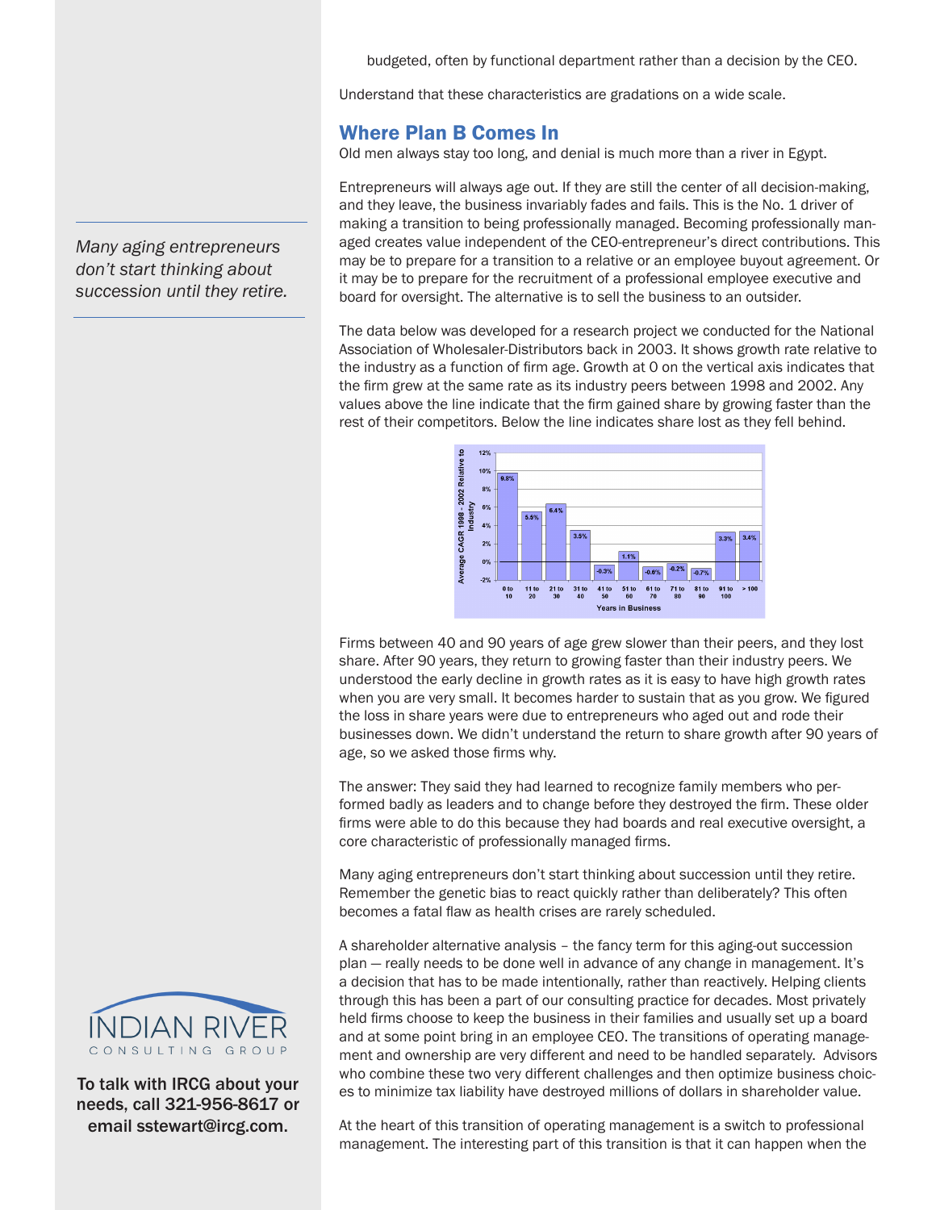budgeted, often by functional department rather than a decision by the CEO.

Understand that these characteristics are gradations on a wide scale.

## Where Plan B Comes In

Old men always stay too long, and denial is much more than a river in Egypt.

Entrepreneurs will always age out. If they are still the center of all decision-making, and they leave, the business invariably fades and fails. This is the No. 1 driver of making a transition to being professionally managed. Becoming professionally managed creates value independent of the CEO-entrepreneur's direct contributions. This may be to prepare for a transition to a relative or an employee buyout agreement. Or it may be to prepare for the recruitment of a professional employee executive and board for oversight. The alternative is to sell the business to an outsider.

*Many aging entrepreneurs don't start thinking about succession until they retire.*

The data below was developed for a research project we conducted for the National Association of Wholesaler-Distributors back in 2003. It shows growth rate relative to the industry as a function of firm age. Growth at 0 on the vertical axis indicates that the firm grew at the same rate as its industry peers between 1998 and 2002. Any values above the line indicate that the firm gained share by growing faster than the rest of their competitors. Below the line indicates share lost as they fell behind.

Firms between 40 and 90 years of age grew slower than their peers, and they lost share. After 90 years, they return to growing faster than their industry peers. We understood the early decline in growth rates as it is easy to have high growth rates when you are very small. It becomes harder to sustain that as you grow. We figured the loss in share years were due to entrepreneurs who aged out and rode their businesses down. We didn't understand the return to share growth after 90 years of age, so we asked those firms why.

The answer: They said they had learned to recognize family members who performed badly as leaders and to change before they destroyed the firm. These older firms were able to do this because they had boards and real executive oversight, a core characteristic of professionally managed firms.

Many aging entrepreneurs don't start thinking about succession until they retire. Remember the genetic bias to react quickly rather than deliberately? This often becomes a fatal flaw as health crises are rarely scheduled.

A shareholder alternative analysis – the fancy term for this aging-out succession plan — really needs to be done well in advance of any change in management. It's a decision that has to be made intentionally, rather than reactively. Helping clients through this has been a part of our consulting practice for decades. Most privately held firms choose to keep the business in their families and usually set up a board and at some point bring in an employee CEO. The transitions of operating management and ownership are very different and need to be handled separately. Advisors who combine these two very different challenges and then optimize business choices to minimize tax liability have destroyed millions of dollars in shareholder value.

At the heart of this transition of operating management is a switch to professional management. The interesting part of this transition is that it can happen when the

**To talk with IRCG about your needs, call 321-956-8617 or email sstewart@ircg.com.**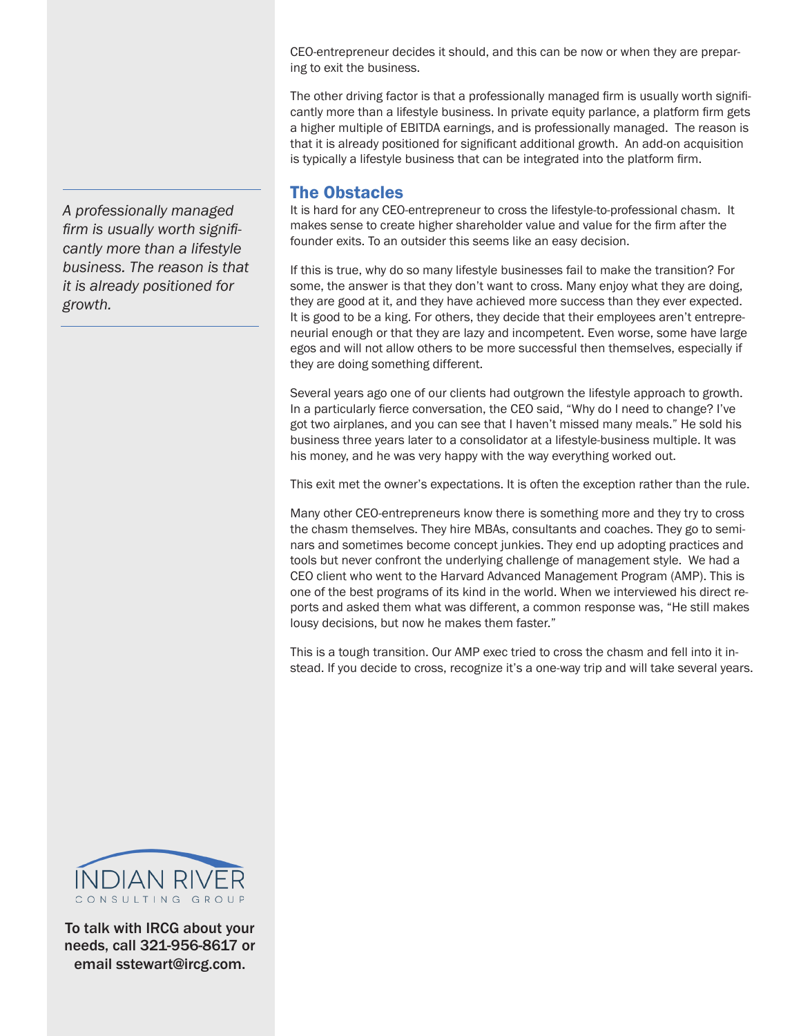CEO-entrepreneur decides it should, and this can be now or when they are preparing to exit the business.

The other driving factor is that a professionally managed firm is usually worth significantly more than a lifestyle business. In private equity parlance, a platform firm gets a higher multiple of EBITDA earnings, and is professionally managed. The reason is that it is already positioned for significant additional growth. An add-on acquisition is typically a lifestyle business that can be integrated into the platform firm.

*A professionally managed firm is usually worth significantly more than a lifestyle business. The reason is that it is already positioned for growth.*

## The Obstacles

It is hard for any CEO-entrepreneur to cross the lifestyle-to-professional chasm. It makes sense to create higher shareholder value and value for the firm after the founder exits. To an outsider this seems like an easy decision.

If this is true, why do so many lifestyle businesses fail to make the transition? For some, the answer is that they don't want to cross. Many enjoy what they are doing, they are good at it, and they have achieved more success than they ever expected. It is good to be a king. For others, they decide that their employees aren't entrepreneurial enough or that they are lazy and incompetent. Even worse, some have large egos and will not allow others to be more successful then themselves, especially if they are doing something different.

Several years ago one of our clients had outgrown the lifestyle approach to growth. In a particularly fierce conversation, the CEO said, "Why do I need to change? I've got two airplanes, and you can see that I haven't missed many meals." He sold his business three years later to a consolidator at a lifestyle-business multiple. It was his money, and he was very happy with the way everything worked out.

This exit met the owner's expectations. It is often the exception rather than the rule.

Many other CEO-entrepreneurs know there is something more and they try to cross the chasm themselves. They hire MBAs, consultants and coaches. They go to seminars and sometimes become concept junkies. They end up adopting practices and tools but never confront the underlying challenge of management style. We had a CEO client who went to the Harvard Advanced Management Program (AMP). This is one of the best programs of its kind in the world. When we interviewed his direct reports and asked them what was different, a common response was, "He still makes lousy decisions, but now he makes them faster."

This is a tough transition. Our AMP exec tried to cross the chasm and fell into it instead. If you decide to cross, recognize it's a one-way trip and will take several years.

INDIAN RIVER CONSULTING GROUP

**To talk with IRCG about your needs, call 321-956-8617 or email sstewart@ircg.com.**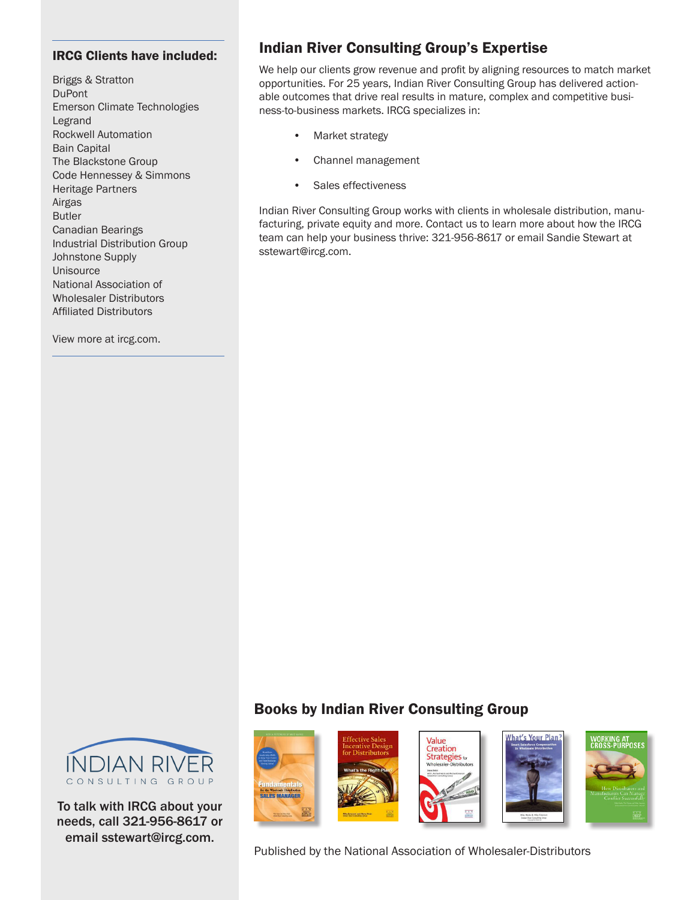## IRCG Clients have included:

Briggs & Stratton
DuPont
Emerson Climate Technologies
Legrand
Rockwell Automation
Bain Capital
The Blackstone Group
Code Hennessey & Simmons
Heritage Partners
Airgas
Butler
Canadian Bearings
Industrial Distribution Group
Johnstone Supply
Unisource
National Association of Wholesaler Distributors
Affiliated Distributors

View more at ircg.com.

## Indian River Consulting Group's Expertise

We help our clients grow revenue and profit by aligning resources to match market opportunities. For 25 years, Indian River Consulting Group has delivered actionable outcomes that drive real results in mature, complex and competitive business-to-business markets. IRCG specializes in:

- Market strategy
- Channel management
- Sales effectiveness

Indian River Consulting Group works with clients in wholesale distribution, manufacturing, private equity and more. Contact us to learn more about how the IRCG team can help your business thrive: 321-956-8617 or email Sandie Stewart at sstewart@ircg.com.

INDIAN RIVER CONSULTING GROUP

**To talk with IRCG about your needs, call 321-956-8617 or email sstewart@ircg.com.**

## Books by Indian River Consulting Group

Published by the National Association of Wholesaler-Distributors